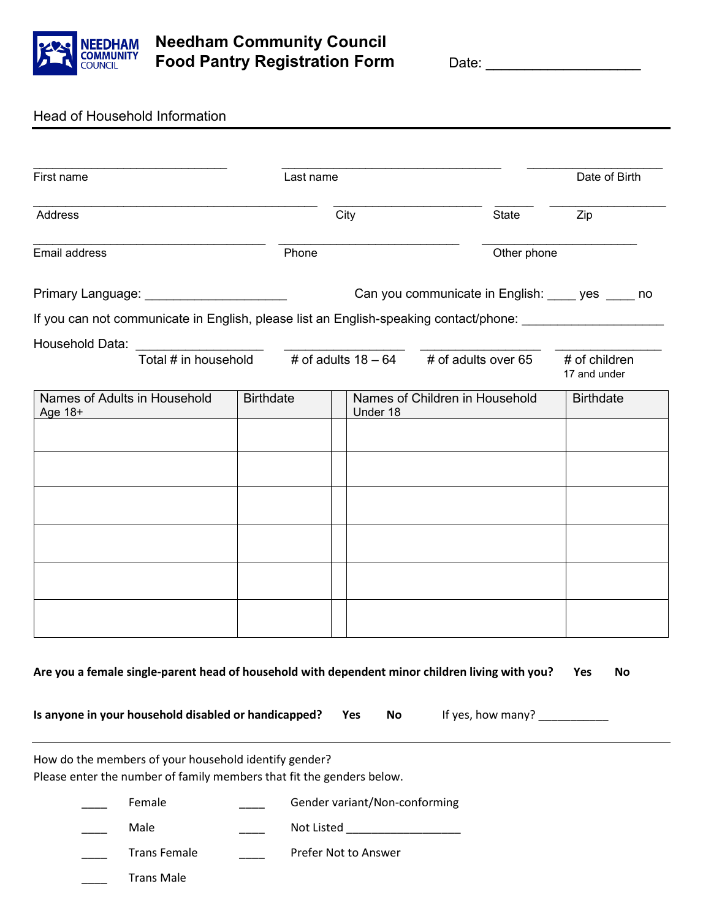# Needham Community Council Food Pantry Registration Form

Date: ____________________

## Head of Household Information

_____________________________ First name

_________________________________ Last name

____________________ Date of Birth

__________________________________________ Address

______________________ City

______ State

_________________ Zip

__________________________________ Email address

___________________________ Phone

_______________________ Other phone

Primary Language: ____________________ Can you communicate in English: ____ yes ____ no

If you can not communicate in English, please list an English-speaking contact/phone: ____________________

Household Data: __________________ Total # in household

__________________ # of adults 18 – 64

__________________ # of adults over 65

________________ # of children 17 and under

| Names of Adults in Household Age 18+ | Birthdate | | Names of Children in Household Under 18 | Birthdate |
|---|---|---|---|---|
| | | | | |
| | | | | |
| | | | | |
| | | | | |
| | | | | |
| | | | | |

**Are you a female single-parent head of household with dependent minor children living with you? Yes No**

**Is anyone in your household disabled or handicapped? Yes No** If yes, how many? ___________

How do the members of your household identify gender?
Please enter the number of family members that fit the genders below.

____ Female

____ Male

____ Trans Female

____ Trans Male

____ Gender variant/Non-conforming

____ Not Listed __________________

____ Prefer Not to Answer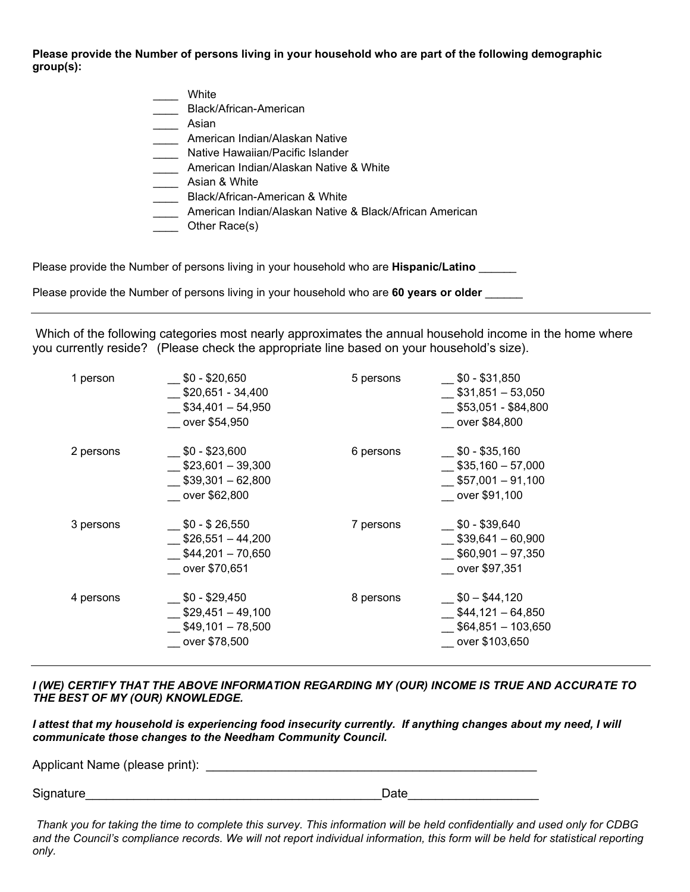**Please provide the Number of persons living in your household who are part of the following demographic group(s):**

____ White
____ Black/African-American
____ Asian
____ American Indian/Alaskan Native
____ Native Hawaiian/Pacific Islander
____ American Indian/Alaskan Native & White
____ Asian & White
____ Black/African-American & White
____ American Indian/Alaskan Native & Black/African American
____ Other Race(s)

Please provide the Number of persons living in your household who are **Hispanic/Latino** ______

Please provide the Number of persons living in your household who are **60 years or older** ______

---

Which of the following categories most nearly approximates the annual household income in the home where you currently reside? (Please check the appropriate line based on your household's size).

| | | | |
|---|---|---|---|
| 1 person | __ $0 - $20,650<br>__ $20,651 - 34,400<br>__ $34,401 – 54,950<br>__ over $54,950 | 5 persons | __ $0 - $31,850<br>__ $31,851 – 53,050<br>__ $53,051 - $84,800<br>__ over $84,800 |
| 2 persons | __ $0 - $23,600<br>__ $23,601 – 39,300<br>__ $39,301 – 62,800<br>__ over $62,800 | 6 persons | __ $0 - $35,160<br>__ $35,160 – 57,000<br>__ $57,001 – 91,100<br>__ over $91,100 |
| 3 persons | __ $0 - $ 26,550<br>__ $26,551 – 44,200<br>__ $44,201 – 70,650<br>__ over $70,651 | 7 persons | __ $0 - $39,640<br>__ $39,641 – 60,900<br>__ $60,901 – 97,350<br>__ over $97,351 |
| 4 persons | __ $0 - $29,450<br>__ $29,451 – 49,100<br>__ $49,101 – 78,500<br>__ over $78,500 | 8 persons | __ $0 – $44,120<br>__ $44,121 – 64,850<br>__ $64,851 – 103,650<br>__ over $103,650 |

---

***I (WE) CERTIFY THAT THE ABOVE INFORMATION REGARDING MY (OUR) INCOME IS TRUE AND ACCURATE TO THE BEST OF MY (OUR) KNOWLEDGE.***

***I attest that my household is experiencing food insecurity currently. If anything changes about my need, I will communicate those changes to the Needham Community Council.***

Applicant Name (please print): ________________________________________________

Signature____________________________________________Date__________________

*Thank you for taking the time to complete this survey. This information will be held confidentially and used only for CDBG and the Council's compliance records. We will not report individual information, this form will be held for statistical reporting only.*